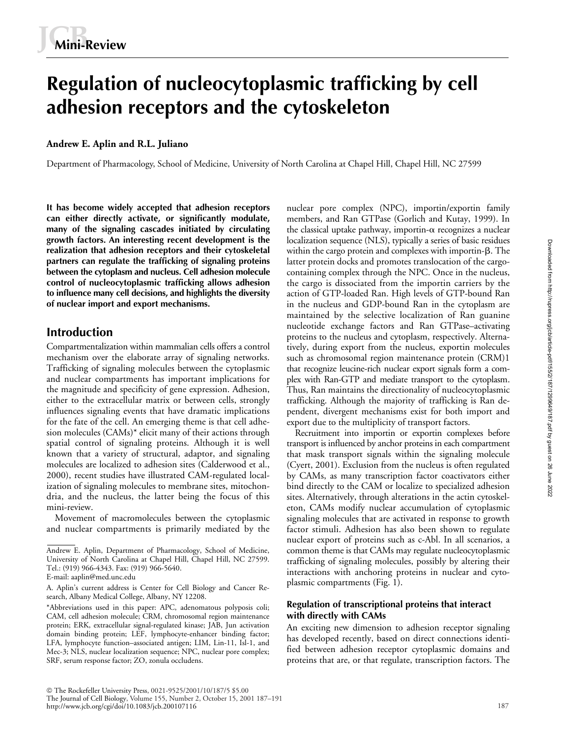Mini-Review

# Regulation of nucleocytoplasmic trafficking by cell adhesion receptors and the cytoskeleton

**Andrew E. Aplin and R.L. Juliano**

Department of Pharmacology, School of Medicine, University of North Carolina at Chapel Hill, Chapel Hill, NC 27599

**It has become widely accepted that adhesion receptors can either directly activate, or significantly modulate, many of the signaling cascades initiated by circulating growth factors. An interesting recent development is the realization that adhesion receptors and their cytoskeletal partners can regulate the trafficking of signaling proteins between the cytoplasm and nucleus. Cell adhesion molecule control of nucleocytoplasmic trafficking allows adhesion to influence many cell decisions, and highlights the diversity of nuclear import and export mechanisms.**

## Introduction

Compartmentalization within mammalian cells offers a control mechanism over the elaborate array of signaling networks. Trafficking of signaling molecules between the cytoplasmic and nuclear compartments has important implications for the magnitude and specificity of gene expression. Adhesion, either to the extracellular matrix or between cells, strongly influences signaling events that have dramatic implications for the fate of the cell. An emerging theme is that cell adhesion molecules (CAMs)* elicit many of their actions through spatial control of signaling proteins. Although it is well known that a variety of structural, adaptor, and signaling molecules are localized to adhesion sites (Calderwood et al., 2000), recent studies have illustrated CAM-regulated localization of signaling molecules to membrane sites, mitochondria, and the nucleus, the latter being the focus of this mini-review.

Movement of macromolecules between the cytoplasmic and nuclear compartments is primarily mediated by the nuclear pore complex (NPC), importin/exportin family members, and Ran GTPase (Gorlich and Kutay, 1999). In the classical uptake pathway, importin-α recognizes a nuclear localization sequence (NLS), typically a series of basic residues within the cargo protein and complexes with importin-β. The latter protein docks and promotes translocation of the cargo-containing complex through the NPC. Once in the nucleus, the cargo is dissociated from the importin carriers by the action of GTP-loaded Ran. High levels of GTP-bound Ran in the nucleus and GDP-bound Ran in the cytoplasm are maintained by the selective localization of Ran guanine nucleotide exchange factors and Ran GTPase–activating proteins to the nucleus and cytoplasm, respectively. Alternatively, during export from the nucleus, exportin molecules such as chromosomal region maintenance protein (CRM)1 that recognize leucine-rich nuclear export signals form a complex with Ran-GTP and mediate transport to the cytoplasm. Thus, Ran maintains the directionality of nucleocytoplasmic trafficking. Although the majority of trafficking is Ran dependent, divergent mechanisms exist for both import and export due to the multiplicity of transport factors.

Recruitment into importin or exportin complexes before transport is influenced by anchor proteins in each compartment that mask transport signals within the signaling molecule (Cyert, 2001). Exclusion from the nucleus is often regulated by CAMs, as many transcription factor coactivators either bind directly to the CAM or localize to specialized adhesion sites. Alternatively, through alterations in the actin cytoskeleton, CAMs modify nuclear accumulation of cytoplasmic signaling molecules that are activated in response to growth factor stimuli. Adhesion has also been shown to regulate nuclear export of proteins such as c-Abl. In all scenarios, a common theme is that CAMs may regulate nucleocytoplasmic trafficking of signaling molecules, possibly by altering their interactions with anchoring proteins in nuclear and cytoplasmic compartments (Fig. 1).

### Regulation of transcriptional proteins that interact with directly with CAMs

An exciting new dimension to adhesion receptor signaling has developed recently, based on direct connections identified between adhesion receptor cytoplasmic domains and proteins that are, or that regulate, transcription factors. The

---

Andrew E. Aplin, Department of Pharmacology, School of Medicine, University of North Carolina at Chapel Hill, Chapel Hill, NC 27599. Tel.: (919) 966-4343. Fax: (919) 966-5640.
E-mail: aaplin@med.unc.edu

A. Aplin's current address is Center for Cell Biology and Cancer Research, Albany Medical College, Albany, NY 12208.

*Abbreviations used in this paper: APC, adenomatous polyposis coli; CAM, cell adhesion molecule; CRM, chromosomal region maintenance protein; ERK, extracellular signal-regulated kinase; JAB, Jun activation domain binding protein; LEF, lymphocyte-enhancer binding factor; LFA, lymphocyte function–associated antigen; LIM, Lin-11, Isl-1, and Mec-3; NLS, nuclear localization sequence; NPC, nuclear pore complex; SRF, serum response factor; ZO, zonula occludens.

© The Rockefeller University Press, 0021-9525/2001/10/187/5 $5.00
http://www.jcb.org/cgi/doi/10.1083/jcb.200107116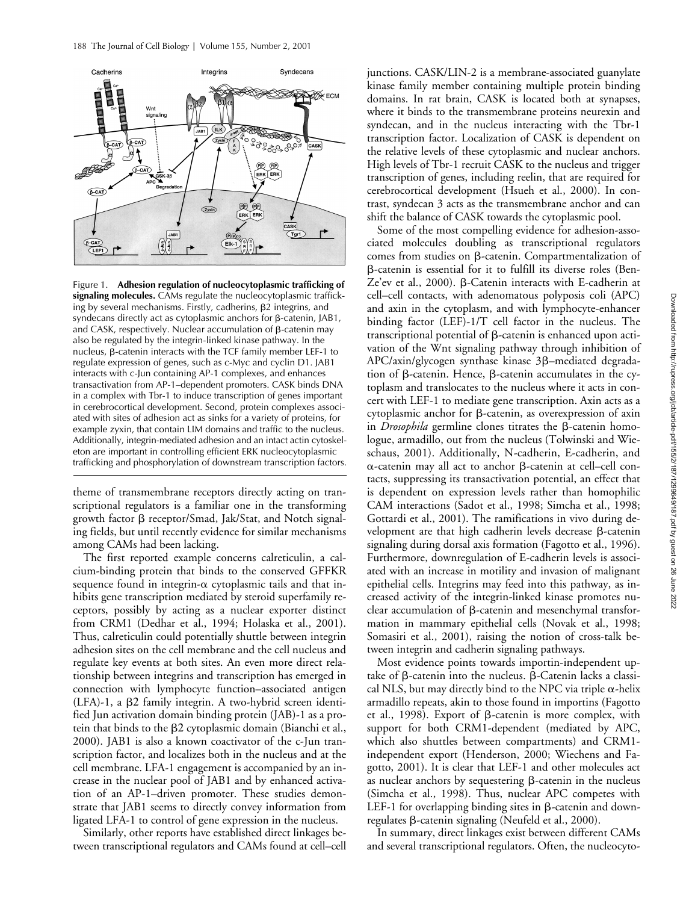Figure 1. **Adhesion regulation of nucleocytoplasmic trafficking of signaling molecules.** CAMs regulate the nucleocytoplasmic trafficking by several mechanisms. Firstly, cadherins, β2 integrins, and syndecans directly act as cytoplasmic anchors for β-catenin, JAB1, and CASK, respectively. Nuclear accumulation of β-catenin may also be regulated by the integrin-linked kinase pathway. In the nucleus, β-catenin interacts with the TCF family member LEF-1 to regulate expression of genes, such as c-Myc and cyclin D1. JAB1 interacts with c-Jun containing AP-1 complexes, and enhances transactivation from AP-1–dependent promoters. CASK binds DNA in a complex with Tbr-1 to induce transcription of genes important in cerebrocortical development. Second, protein complexes associated with sites of adhesion act as sinks for a variety of proteins, for example zyxin, that contain LIM domains and traffic to the nucleus. Additionally, integrin-mediated adhesion and an intact actin cytoskeleton are important in controlling efficient ERK nucleocytoplasmic trafficking and phosphorylation of downstream transcription factors.

theme of transmembrane receptors directly acting on transcriptional regulators is a familiar one in the transforming growth factor β receptor/Smad, Jak/Stat, and Notch signaling fields, but until recently evidence for similar mechanisms among CAMs had been lacking.

The first reported example concerns calreticulin, a calcium-binding protein that binds to the conserved GFFKR sequence found in integrin-α cytoplasmic tails and that inhibits gene transcription mediated by steroid superfamily receptors, possibly by acting as a nuclear exporter distinct from CRM1 (Dedhar et al., 1994; Holaska et al., 2001). Thus, calreticulin could potentially shuttle between integrin adhesion sites on the cell membrane and the cell nucleus and regulate key events at both sites. An even more direct relationship between integrins and transcription has emerged in connection with lymphocyte function–associated antigen (LFA)-1, a β2 family integrin. A two-hybrid screen identified Jun activation domain binding protein (JAB)-1 as a protein that binds to the β2 cytoplasmic domain (Bianchi et al., 2000). JAB1 is also a known coactivator of the c-Jun transcription factor, and localizes both in the nucleus and at the cell membrane. LFA-1 engagement is accompanied by an increase in the nuclear pool of JAB1 and by enhanced activation of an AP-1–driven promoter. These studies demonstrate that JAB1 seems to directly convey information from ligated LFA-1 to control of gene expression in the nucleus.

Similarly, other reports have established direct linkages between transcriptional regulators and CAMs found at cell–cell junctions. CASK/LIN-2 is a membrane-associated guanylate kinase family member containing multiple protein binding domains. In rat brain, CASK is located both at synapses, where it binds to the transmembrane proteins neurexin and syndecan, and in the nucleus interacting with the Tbr-1 transcription factor. Localization of CASK is dependent on the relative levels of these cytoplasmic and nuclear anchors. High levels of Tbr-1 recruit CASK to the nucleus and trigger transcription of genes, including reelin, that are required for cerebrocortical development (Hsueh et al., 2000). In contrast, syndecan 3 acts as the transmembrane anchor and can shift the balance of CASK towards the cytoplasmic pool.

Some of the most compelling evidence for adhesion-associated molecules doubling as transcriptional regulators comes from studies on β-catenin. Compartmentalization of β-catenin is essential for it to fulfill its diverse roles (Ben-Ze'ev et al., 2000). β-Catenin interacts with E-cadherin at cell–cell contacts, with adenomatous polyposis coli (APC) and axin in the cytoplasm, and with lymphocyte-enhancer binding factor (LEF)-1/T cell factor in the nucleus. The transcriptional potential of β-catenin is enhanced upon activation of the Wnt signaling pathway through inhibition of APC/axin/glycogen synthase kinase 3β–mediated degradation of β-catenin. Hence, β-catenin accumulates in the cytoplasm and translocates to the nucleus where it acts in concert with LEF-1 to mediate gene transcription. Axin acts as a cytoplasmic anchor for β-catenin, as overexpression of axin in *Drosophila* germline clones titrates the β-catenin homologue, armadillo, out from the nucleus (Tolwinski and Wieschaus, 2001). Additionally, N-cadherin, E-cadherin, and α-catenin may all act to anchor β-catenin at cell–cell contacts, suppressing its transactivation potential, an effect that is dependent on expression levels rather than homophilic CAM interactions (Sadot et al., 1998; Simcha et al., 1998; Gottardi et al., 2001). The ramifications in vivo during development are that high cadherin levels decrease β-catenin signaling during dorsal axis formation (Fagotto et al., 1996). Furthermore, downregulation of E-cadherin levels is associated with an increase in motility and invasion of malignant epithelial cells. Integrins may feed into this pathway, as increased activity of the integrin-linked kinase promotes nuclear accumulation of β-catenin and mesenchymal transformation in mammary epithelial cells (Novak et al., 1998; Somasiri et al., 2001), raising the notion of cross-talk between integrin and cadherin signaling pathways.

Most evidence points towards importin-independent uptake of β-catenin into the nucleus. β-Catenin lacks a classical NLS, but may directly bind to the NPC via triple α-helix armadillo repeats, akin to those found in importins (Fagotto et al., 1998). Export of β-catenin is more complex, with support for both CRM1-dependent (mediated by APC, which also shuttles between compartments) and CRM1-independent export (Henderson, 2000; Wiechens and Fagotto, 2001). It is clear that LEF-1 and other molecules act as nuclear anchors by sequestering β-catenin in the nucleus (Simcha et al., 1998). Thus, nuclear APC competes with LEF-1 for overlapping binding sites in β-catenin and downregulates β-catenin signaling (Neufeld et al., 2000).

In summary, direct linkages exist between different CAMs and several transcriptional regulators. Often, the nucleocyto-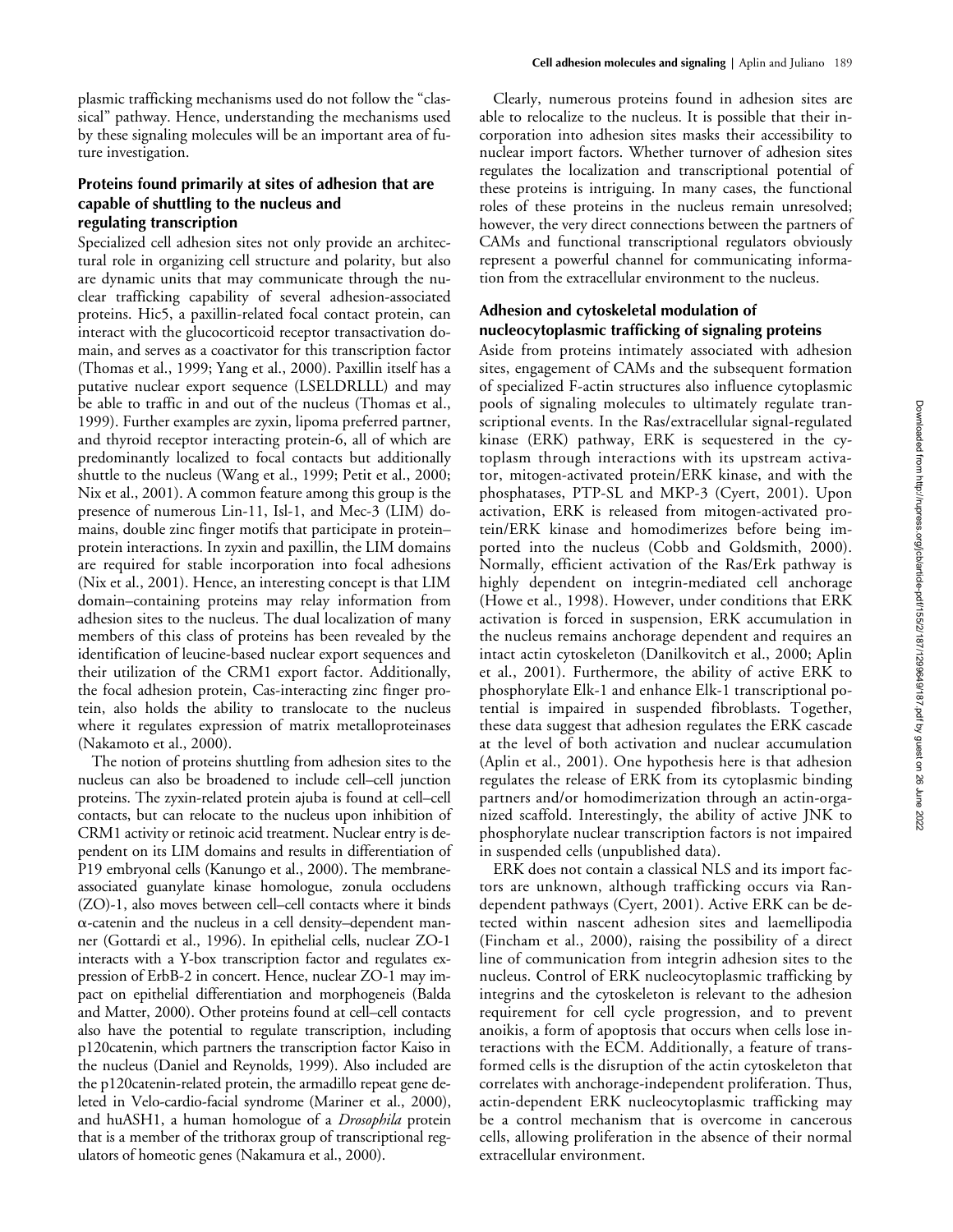plasmic trafficking mechanisms used do not follow the "classical" pathway. Hence, understanding the mechanisms used by these signaling molecules will be an important area of future investigation.

## Proteins found primarily at sites of adhesion that are capable of shuttling to the nucleus and regulating transcription

Specialized cell adhesion sites not only provide an architectural role in organizing cell structure and polarity, but also are dynamic units that may communicate through the nuclear trafficking capability of several adhesion-associated proteins. Hic5, a paxillin-related focal contact protein, can interact with the glucocorticoid receptor transactivation domain, and serves as a coactivator for this transcription factor (Thomas et al., 1999; Yang et al., 2000). Paxillin itself has a putative nuclear export sequence (LSELDRLLL) and may be able to traffic in and out of the nucleus (Thomas et al., 1999). Further examples are zyxin, lipoma preferred partner, and thyroid receptor interacting protein-6, all of which are predominantly localized to focal contacts but additionally shuttle to the nucleus (Wang et al., 1999; Petit et al., 2000; Nix et al., 2001). A common feature among this group is the presence of numerous Lin-11, Isl-1, and Mec-3 (LIM) domains, double zinc finger motifs that participate in protein–protein interactions. In zyxin and paxillin, the LIM domains are required for stable incorporation into focal adhesions (Nix et al., 2001). Hence, an interesting concept is that LIM domain–containing proteins may relay information from adhesion sites to the nucleus. The dual localization of many members of this class of proteins has been revealed by the identification of leucine-based nuclear export sequences and their utilization of the CRM1 export factor. Additionally, the focal adhesion protein, Cas-interacting zinc finger protein, also holds the ability to translocate to the nucleus where it regulates expression of matrix metalloproteinases (Nakamoto et al., 2000).

The notion of proteins shuttling from adhesion sites to the nucleus can also be broadened to include cell–cell junction proteins. The zyxin-related protein ajuba is found at cell–cell contacts, but can relocate to the nucleus upon inhibition of CRM1 activity or retinoic acid treatment. Nuclear entry is dependent on its LIM domains and results in differentiation of P19 embryonal cells (Kanungo et al., 2000). The membrane-associated guanylate kinase homologue, zonula occludens (ZO)-1, also moves between cell–cell contacts where it binds α-catenin and the nucleus in a cell density–dependent manner (Gottardi et al., 1996). In epithelial cells, nuclear ZO-1 interacts with a Y-box transcription factor and regulates expression of ErbB-2 in concert. Hence, nuclear ZO-1 may impact on epithelial differentiation and morphogeneis (Balda and Matter, 2000). Other proteins found at cell–cell contacts also have the potential to regulate transcription, including p120catenin, which partners the transcription factor Kaiso in the nucleus (Daniel and Reynolds, 1999). Also included are the p120catenin-related protein, the armadillo repeat gene deleted in Velo-cardio-facial syndrome (Mariner et al., 2000), and huASH1, a human homologue of a *Drosophila* protein that is a member of the trithorax group of transcriptional regulators of homeotic genes (Nakamura et al., 2000).

Clearly, numerous proteins found in adhesion sites are able to relocalize to the nucleus. It is possible that their incorporation into adhesion sites masks their accessibility to nuclear import factors. Whether turnover of adhesion sites regulates the localization and transcriptional potential of these proteins is intriguing. In many cases, the functional roles of these proteins in the nucleus remain unresolved; however, the very direct connections between the partners of CAMs and functional transcriptional regulators obviously represent a powerful channel for communicating information from the extracellular environment to the nucleus.

## Adhesion and cytoskeletal modulation of nucleocytoplasmic trafficking of signaling proteins

Aside from proteins intimately associated with adhesion sites, engagement of CAMs and the subsequent formation of specialized F-actin structures also influence cytoplasmic pools of signaling molecules to ultimately regulate transcriptional events. In the Ras/extracellular signal-regulated kinase (ERK) pathway, ERK is sequestered in the cytoplasm through interactions with its upstream activator, mitogen-activated protein/ERK kinase, and with the phosphatases, PTP-SL and MKP-3 (Cyert, 2001). Upon activation, ERK is released from mitogen-activated protein/ERK kinase and homodimerizes before being imported into the nucleus (Cobb and Goldsmith, 2000). Normally, efficient activation of the Ras/Erk pathway is highly dependent on integrin-mediated cell anchorage (Howe et al., 1998). However, under conditions that ERK activation is forced in suspension, ERK accumulation in the nucleus remains anchorage dependent and requires an intact actin cytoskeleton (Danilkovitch et al., 2000; Aplin et al., 2001). Furthermore, the ability of active ERK to phosphorylate Elk-1 and enhance Elk-1 transcriptional potential is impaired in suspended fibroblasts. Together, these data suggest that adhesion regulates the ERK cascade at the level of both activation and nuclear accumulation (Aplin et al., 2001). One hypothesis here is that adhesion regulates the release of ERK from its cytoplasmic binding partners and/or homodimerization through an actin-organized scaffold. Interestingly, the ability of active JNK to phosphorylate nuclear transcription factors is not impaired in suspended cells (unpublished data).

ERK does not contain a classical NLS and its import factors are unknown, although trafficking occurs via Ran-dependent pathways (Cyert, 2001). Active ERK can be detected within nascent adhesion sites and laemellipodia (Fincham et al., 2000), raising the possibility of a direct line of communication from integrin adhesion sites to the nucleus. Control of ERK nucleocytoplasmic trafficking by integrins and the cytoskeleton is relevant to the adhesion requirement for cell cycle progression, and to prevent anoikis, a form of apoptosis that occurs when cells lose interactions with the ECM. Additionally, a feature of transformed cells is the disruption of the actin cytoskeleton that correlates with anchorage-independent proliferation. Thus, actin-dependent ERK nucleocytoplasmic trafficking may be a control mechanism that is overcome in cancerous cells, allowing proliferation in the absence of their normal extracellular environment.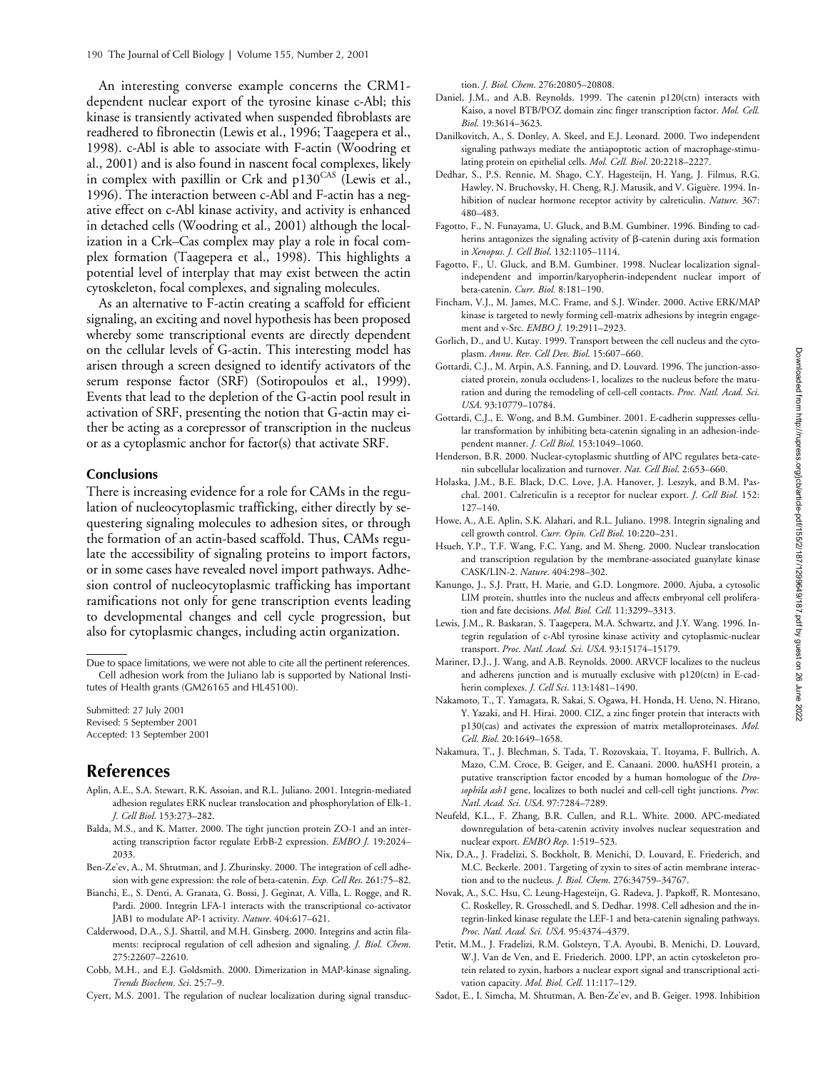An interesting converse example concerns the CRM1-dependent nuclear export of the tyrosine kinase c-Abl; this kinase is transiently activated when suspended fibroblasts are readhered to fibronectin (Lewis et al., 1996; Taagepera et al., 1998). c-Abl is able to associate with F-actin (Woodring et al., 2001) and is also found in nascent focal complexes, likely in complex with paxillin or Crk and p130[CAS] (Lewis et al., 1996). The interaction between c-Abl and F-actin has a negative effect on c-Abl kinase activity, and activity is enhanced in detached cells (Woodring et al., 2001) although the localization in a Crk–Cas complex may play a role in focal complex formation (Taagepera et al., 1998). This highlights a potential level of interplay that may exist between the actin cytoskeleton, focal complexes, and signaling molecules.

As an alternative to F-actin creating a scaffold for efficient signaling, an exciting and novel hypothesis has been proposed whereby some transcriptional events are directly dependent on the cellular levels of G-actin. This interesting model has arisen through a screen designed to identify activators of the serum response factor (SRF) (Sotiropoulos et al., 1999). Events that lead to the depletion of the G-actin pool result in activation of SRF, presenting the notion that G-actin may either be acting as a corepressor of transcription in the nucleus or as a cytoplasmic anchor for factor(s) that activate SRF.

### Conclusions

There is increasing evidence for a role for CAMs in the regulation of nucleocytoplasmic trafficking, either directly by sequestering signaling molecules to adhesion sites, or through the formation of an actin-based scaffold. Thus, CAMs regulate the accessibility of signaling proteins to import factors, or in some cases have revealed novel import pathways. Adhesion control of nucleocytoplasmic trafficking has important ramifications not only for gene transcription events leading to developmental changes and cell cycle progression, but also for cytoplasmic changes, including actin organization.

Due to space limitations, we were not able to cite all the pertinent references.

Cell adhesion work from the Juliano lab is supported by National Institutes of Health grants (GM26165 and HL45100).

Submitted: 27 July 2001
Revised: 5 September 2001
Accepted: 13 September 2001

## References

Aplin, A.E., S.A. Stewart, R.K. Assoian, and R.L. Juliano. 2001. Integrin-mediated adhesion regulates ERK nuclear translocation and phosphorylation of Elk-1. *J. Cell Biol.* 153:273–282.

Balda, M.S., and K. Matter. 2000. The tight junction protein ZO-1 and an interacting transcription factor regulate ErbB-2 expression. *EMBO J.* 19:2024–2033.

Ben-Ze'ev, A., M. Shtutman, and J. Zhurinsky. 2000. The integration of cell adhesion with gene expression: the role of beta-catenin. *Exp. Cell Res.* 261:75–82.

Bianchi, E., S. Denti, A. Granata, G. Bossi, J. Geginat, A. Villa, L. Rogge, and R. Pardi. 2000. Integrin LFA-1 interacts with the transcriptional co-activator JAB1 to modulate AP-1 activity. *Nature.* 404:617–621.

Calderwood, D.A., S.J. Shattil, and M.H. Ginsberg. 2000. Integrins and actin filaments: reciprocal regulation of cell adhesion and signaling. *J. Biol. Chem.* 275:22607–22610.

Cobb, M.H., and E.J. Goldsmith. 2000. Dimerization in MAP-kinase signaling. *Trends Biochem. Sci.* 25:7–9.

Cyert, M.S. 2001. The regulation of nuclear localization during signal transduction. *J. Biol. Chem.* 276:20805–20808.

Daniel, J.M., and A.B. Reynolds. 1999. The catenin p120(ctn) interacts with Kaiso, a novel BTB/POZ domain zinc finger transcription factor. *Mol. Cell. Biol.* 19:3614–3623.

Danilkovitch, A., S. Donley, A. Skeel, and E.J. Leonard. 2000. Two independent signaling pathways mediate the antiapoptotic action of macrophage-stimulating protein on epithelial cells. *Mol. Cell. Biol.* 20:2218–2227.

Dedhar, S., P.S. Rennie, M. Shago, C.Y. Hagesteijn, H. Yang, J. Filmus, R.G. Hawley, N. Bruchovsky, H. Cheng, R.J. Matusik, and V. Giguère. 1994. Inhibition of nuclear hormone receptor activity by calreticulin. *Nature.* 367:480–483.

Fagotto, F., N. Funayama, U. Gluck, and B.M. Gumbiner. 1996. Binding to cadherins antagonizes the signaling activity of β-catenin during axis formation in *Xenopus*. *J. Cell Biol.* 132:1105–1114.

Fagotto, F., U. Gluck, and B.M. Gumbiner. 1998. Nuclear localization signal-independent and importin/karyopherin-independent nuclear import of beta-catenin. *Curr. Biol.* 8:181–190.

Fincham, V.J., M. James, M.C. Frame, and S.J. Winder. 2000. Active ERK/MAP kinase is targeted to newly forming cell-matrix adhesions by integrin engagement and v-Src. *EMBO J.* 19:2911–2923.

Gorlich, D., and U. Kutay. 1999. Transport between the cell nucleus and the cytoplasm. *Annu. Rev. Cell Dev. Biol.* 15:607–660.

Gottardi, C.J., M. Arpin, A.S. Fanning, and D. Louvard. 1996. The junction-associated protein, zonula occludens-1, localizes to the nucleus before the maturation and during the remodeling of cell-cell contacts. *Proc. Natl. Acad. Sci. USA.* 93:10779–10784.

Gottardi, C.J., E. Wong, and B.M. Gumbiner. 2001. E-cadherin suppresses cellular transformation by inhibiting beta-catenin signaling in an adhesion-independent manner. *J. Cell Biol.* 153:1049–1060.

Henderson, B.R. 2000. Nuclear-cytoplasmic shuttling of APC regulates beta-catenin subcellular localization and turnover. *Nat. Cell Biol.* 2:653–660.

Holaska, J.M., B.E. Black, D.C. Love, J.A. Hanover, J. Leszyk, and B.M. Paschal. 2001. Calreticulin is a receptor for nuclear export. *J. Cell Biol.* 152:127–140.

Howe, A., A.E. Aplin, S.K. Alahari, and R.L. Juliano. 1998. Integrin signaling and cell growth control. *Curr. Opin. Cell Biol.* 10:220–231.

Hsueh, Y.P., T.F. Wang, F.C. Yang, and M. Sheng. 2000. Nuclear translocation and transcription regulation by the membrane-associated guanylate kinase CASK/LIN-2. *Nature.* 404:298–302.

Kanungo, J., S.J. Pratt, H. Marie, and G.D. Longmore. 2000. Ajuba, a cytosolic LIM protein, shuttles into the nucleus and affects embryonal cell proliferation and fate decisions. *Mol. Biol. Cell.* 11:3299–3313.

Lewis, J.M., R. Baskaran, S. Taagepera, M.A. Schwartz, and J.Y. Wang. 1996. Integrin regulation of c-Abl tyrosine kinase activity and cytoplasmic-nuclear transport. *Proc. Natl. Acad. Sci. USA.* 93:15174–15179.

Mariner, D.J., J. Wang, and A.B. Reynolds. 2000. ARVCF localizes to the nucleus and adherens junction and is mutually exclusive with p120(ctn) in E-cadherin complexes. *J. Cell Sci.* 113:1481–1490.

Nakamoto, T., T. Yamagata, R. Sakai, S. Ogawa, H. Honda, H. Ueno, N. Hirano, Y. Yazaki, and H. Hirai. 2000. CIZ, a zinc finger protein that interacts with p130(cas) and activates the expression of matrix metalloproteinases. *Mol. Cell. Biol.* 20:1649–1658.

Nakamura, T., J. Blechman, S. Tada, T. Rozovskaia, T. Itoyama, F. Bullrich, A. Mazo, C.M. Croce, B. Geiger, and E. Canaani. 2000. huASH1 protein, a putative transcription factor encoded by a human homologue of the *Drosophila ash1* gene, localizes to both nuclei and cell-cell tight junctions. *Proc. Natl. Acad. Sci. USA.* 97:7284–7289.

Neufeld, K.L., F. Zhang, B.R. Cullen, and R.L. White. 2000. APC-mediated downregulation of beta-catenin activity involves nuclear sequestration and nuclear export. *EMBO Rep.* 1:519–523.

Nix, D.A., J. Fradelizi, S. Bockholt, B. Menichi, D. Louvard, E. Friederich, and M.C. Beckerle. 2001. Targeting of zyxin to sites of actin membrane interaction and to the nucleus. *J. Biol. Chem.* 276:34759–34767.

Novak, A., S.C. Hsu, C. Leung-Hagesteijn, G. Radeva, J. Papkoff, R. Montesano, C. Roskelley, R. Grosschedl, and S. Dedhar. 1998. Cell adhesion and the integrin-linked kinase regulate the LEF-1 and beta-catenin signaling pathways. *Proc. Natl. Acad. Sci. USA.* 95:4374–4379.

Petit, M.M., J. Fradelizi, R.M. Golsteyn, T.A. Ayoubi, B. Menichi, D. Louvard, W.J. Van de Ven, and E. Friederich. 2000. LPP, an actin cytoskeleton protein related to zyxin, harbors a nuclear export signal and transcriptional activation capacity. *Mol. Biol. Cell.* 11:117–129.

Sadot, E., I. Simcha, M. Shtutman, A. Ben-Ze'ev, and B. Geiger. 1998. Inhibition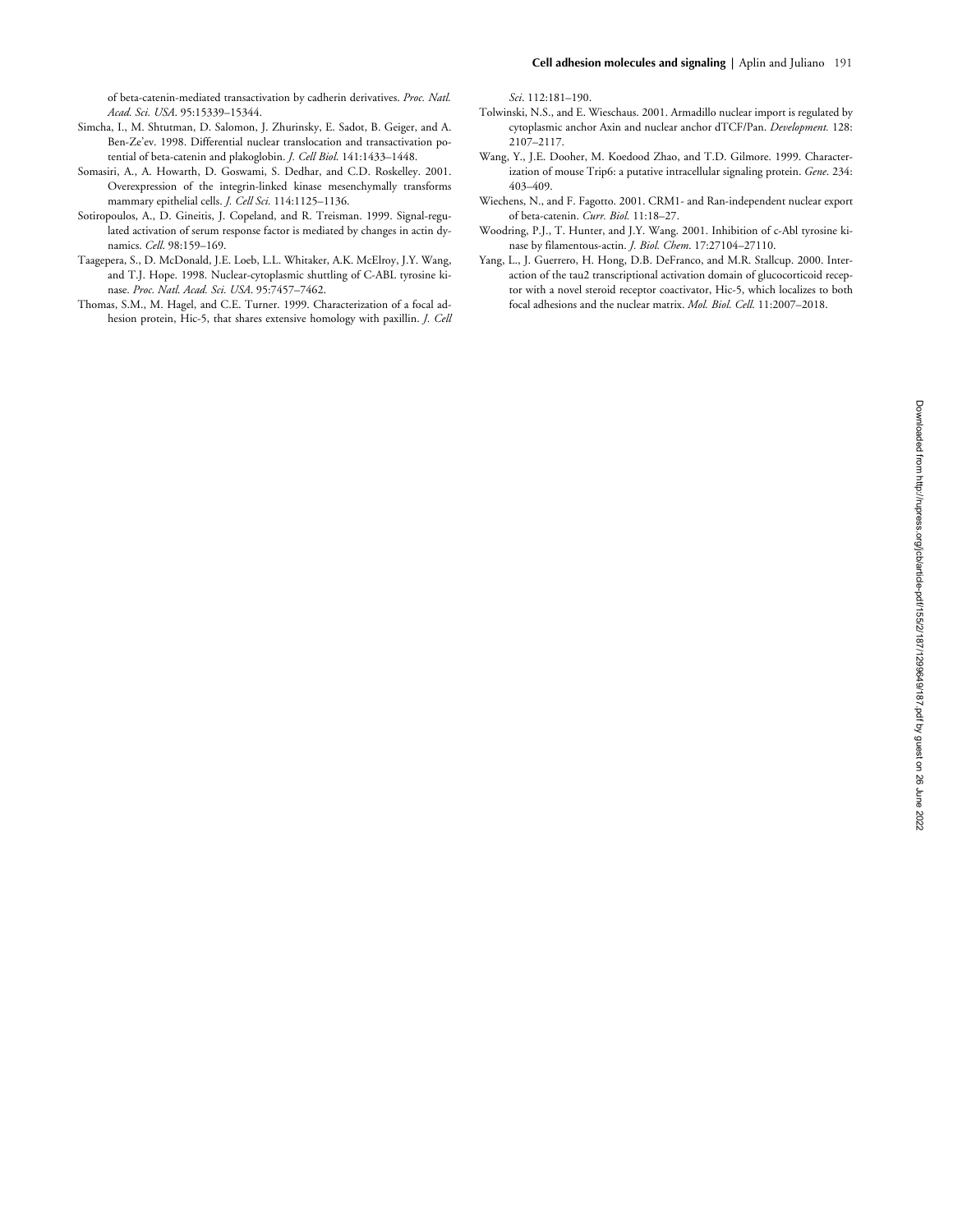of beta-catenin-mediated transactivation by cadherin derivatives. *Proc. Natl. Acad. Sci. USA*. 95:15339–15344.

Simcha, I., M. Shtutman, D. Salomon, J. Zhurinsky, E. Sadot, B. Geiger, and A. Ben-Ze'ev. 1998. Differential nuclear translocation and transactivation potential of beta-catenin and plakoglobin. *J. Cell Biol.* 141:1433–1448.

Somasiri, A., A. Howarth, D. Goswami, S. Dedhar, and C.D. Roskelley. 2001. Overexpression of the integrin-linked kinase mesenchymally transforms mammary epithelial cells. *J. Cell Sci.* 114:1125–1136.

Sotiropoulos, A., D. Gineitis, J. Copeland, and R. Treisman. 1999. Signal-regulated activation of serum response factor is mediated by changes in actin dynamics. *Cell*. 98:159–169.

Taagepera, S., D. McDonald, J.E. Loeb, L.L. Whitaker, A.K. McElroy, J.Y. Wang, and T.J. Hope. 1998. Nuclear-cytoplasmic shuttling of C-ABL tyrosine kinase. *Proc. Natl. Acad. Sci. USA*. 95:7457–7462.

Thomas, S.M., M. Hagel, and C.E. Turner. 1999. Characterization of a focal adhesion protein, Hic-5, that shares extensive homology with paxillin. *J. Cell Sci*. 112:181–190.

Tolwinski, N.S., and E. Wieschaus. 2001. Armadillo nuclear import is regulated by cytoplasmic anchor Axin and nuclear anchor dTCF/Pan. *Development*. 128: 2107–2117.

Wang, Y., J.E. Dooher, M. Koedood Zhao, and T.D. Gilmore. 1999. Characterization of mouse Trip6: a putative intracellular signaling protein. *Gene*. 234: 403–409.

Wiechens, N., and F. Fagotto. 2001. CRM1- and Ran-independent nuclear export of beta-catenin. *Curr. Biol.* 11:18–27.

Woodring, P.J., T. Hunter, and J.Y. Wang. 2001. Inhibition of c-Abl tyrosine kinase by filamentous-actin. *J. Biol. Chem*. 17:27104–27110.

Yang, L., J. Guerrero, H. Hong, D.B. DeFranco, and M.R. Stallcup. 2000. Interaction of the tau2 transcriptional activation domain of glucocorticoid receptor with a novel steroid receptor coactivator, Hic-5, which localizes to both focal adhesions and the nuclear matrix. *Mol. Biol. Cell*. 11:2007–2018.